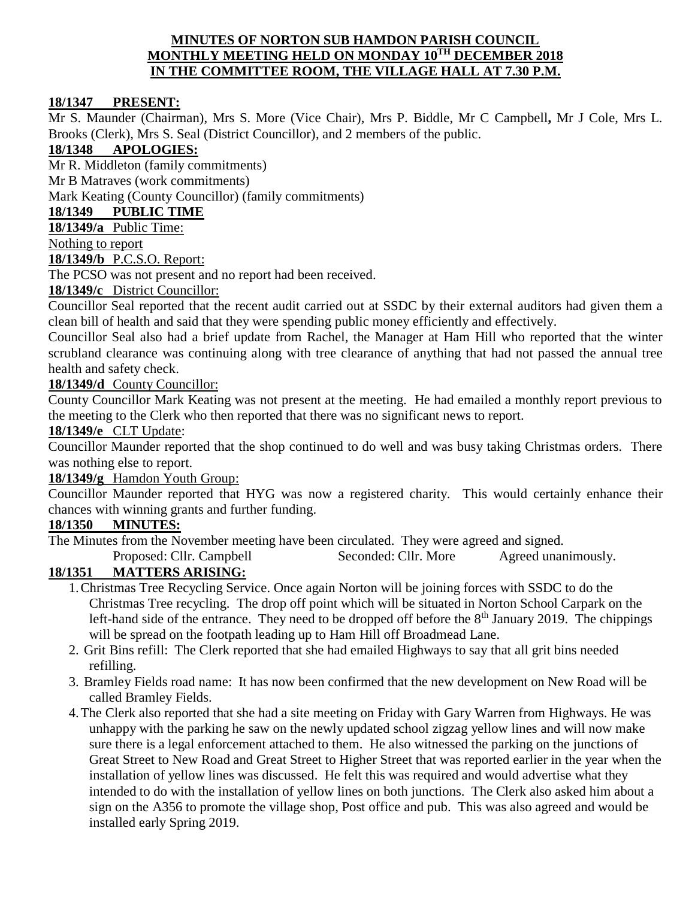# MINUTES OF NORTON SUB HAMDON PARISH COUNCIL MONTHLY MEETING HELD ON MONDAY 10TH DECEMBER 2018 IN THE COMMITTEE ROOM, THE VILLAGE HALL AT 7.30 P.M.

## 18/1347 PRESENT:

Mr S. Maunder (Chairman), Mrs S. More (Vice Chair), Mrs P. Biddle, Mr C Campbell**,** Mr J Cole, Mrs L. Brooks (Clerk), Mrs S. Seal (District Councillor), and 2 members of the public.

## 18/1348 APOLOGIES:

Mr R. Middleton (family commitments)

Mr B Matraves (work commitments)

Mark Keating (County Councillor) (family commitments)

## 18/1349 PUBLIC TIME

**18/1349/a** Public Time:

Nothing to report

**18/1349/b** P.C.S.O. Report:

The PCSO was not present and no report had been received.

**18/1349/c** District Councillor:

Councillor Seal reported that the recent audit carried out at SSDC by their external auditors had given them a clean bill of health and said that they were spending public money efficiently and effectively.

Councillor Seal also had a brief update from Rachel, the Manager at Ham Hill who reported that the winter scrubland clearance was continuing along with tree clearance of anything that had not passed the annual tree health and safety check.

**18/1349/d** County Councillor:

County Councillor Mark Keating was not present at the meeting. He had emailed a monthly report previous to the meeting to the Clerk who then reported that there was no significant news to report.

**18/1349/e** CLT Update:

Councillor Maunder reported that the shop continued to do well and was busy taking Christmas orders. There was nothing else to report.

**18/1349/g** Hamdon Youth Group:

Councillor Maunder reported that HYG was now a registered charity. This would certainly enhance their chances with winning grants and further funding.

## 18/1350 MINUTES:

The Minutes from the November meeting have been circulated. They were agreed and signed.

Proposed: Cllr. Campbell Seconded: Cllr. More Agreed unanimously.

## 18/1351 MATTERS ARISING:

1. Christmas Tree Recycling Service. Once again Norton will be joining forces with SSDC to do the Christmas Tree recycling. The drop off point which will be situated in Norton School Carpark on the left-hand side of the entrance. They need to be dropped off before the 8th January 2019. The chippings will be spread on the footpath leading up to Ham Hill off Broadmead Lane.
2. Grit Bins refill: The Clerk reported that she had emailed Highways to say that all grit bins needed refilling.
3. Bramley Fields road name: It has now been confirmed that the new development on New Road will be called Bramley Fields.
4. The Clerk also reported that she had a site meeting on Friday with Gary Warren from Highways. He was unhappy with the parking he saw on the newly updated school zigzag yellow lines and will now make sure there is a legal enforcement attached to them. He also witnessed the parking on the junctions of Great Street to New Road and Great Street to Higher Street that was reported earlier in the year when the installation of yellow lines was discussed. He felt this was required and would advertise what they intended to do with the installation of yellow lines on both junctions. The Clerk also asked him about a sign on the A356 to promote the village shop, Post office and pub. This was also agreed and would be installed early Spring 2019.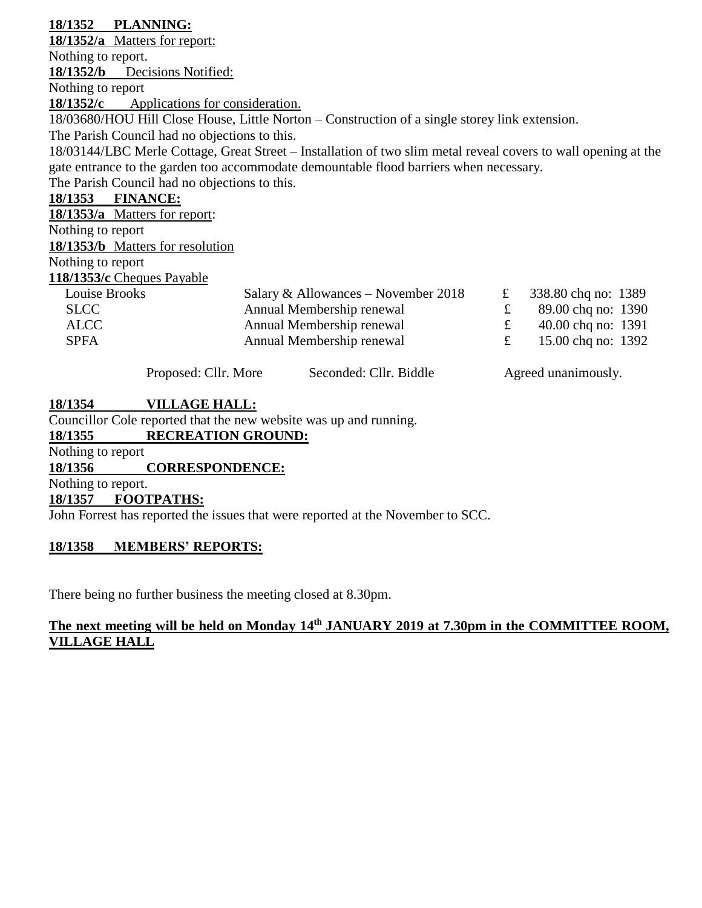**18/1352 PLANNING:**

**18/1352/a** Matters for report:

Nothing to report.

**18/1352/b** Decisions Notified:

Nothing to report

**18/1352/c** Applications for consideration.

18/03680/HOU Hill Close House, Little Norton – Construction of a single storey link extension.

The Parish Council had no objections to this.

18/03144/LBC Merle Cottage, Great Street – Installation of two slim metal reveal covers to wall opening at the gate entrance to the garden too accommodate demountable flood barriers when necessary.

The Parish Council had no objections to this.

**18/1353 FINANCE:**

**18/1353/a** Matters for report:

Nothing to report

**18/1353/b** Matters for resolution

Nothing to report

**118/1353/c** Cheques Payable

| | | | |
|---|---|---|---|
| Louise Brooks | Salary & Allowances – November 2018 | £ | 338.80 chq no: 1389 |
| SLCC | Annual Membership renewal | £ | 89.00 chq no: 1390 |
| ALCC | Annual Membership renewal | £ | 40.00 chq no: 1391 |
| SPFA | Annual Membership renewal | £ | 15.00 chq no: 1392 |

Proposed: Cllr. More Seconded: Cllr. Biddle Agreed unanimously.

**18/1354 VILLAGE HALL:**

Councillor Cole reported that the new website was up and running.

**18/1355 RECREATION GROUND:**

Nothing to report

**18/1356 CORRESPONDENCE:**

Nothing to report.

**18/1357 FOOTPATHS:**

John Forrest has reported the issues that were reported at the November to SCC.

**18/1358 MEMBERS' REPORTS:**

There being no further business the meeting closed at 8.30pm.

**The next meeting will be held on Monday 14th JANUARY 2019 at 7.30pm in the COMMITTEE ROOM, VILLAGE HALL**